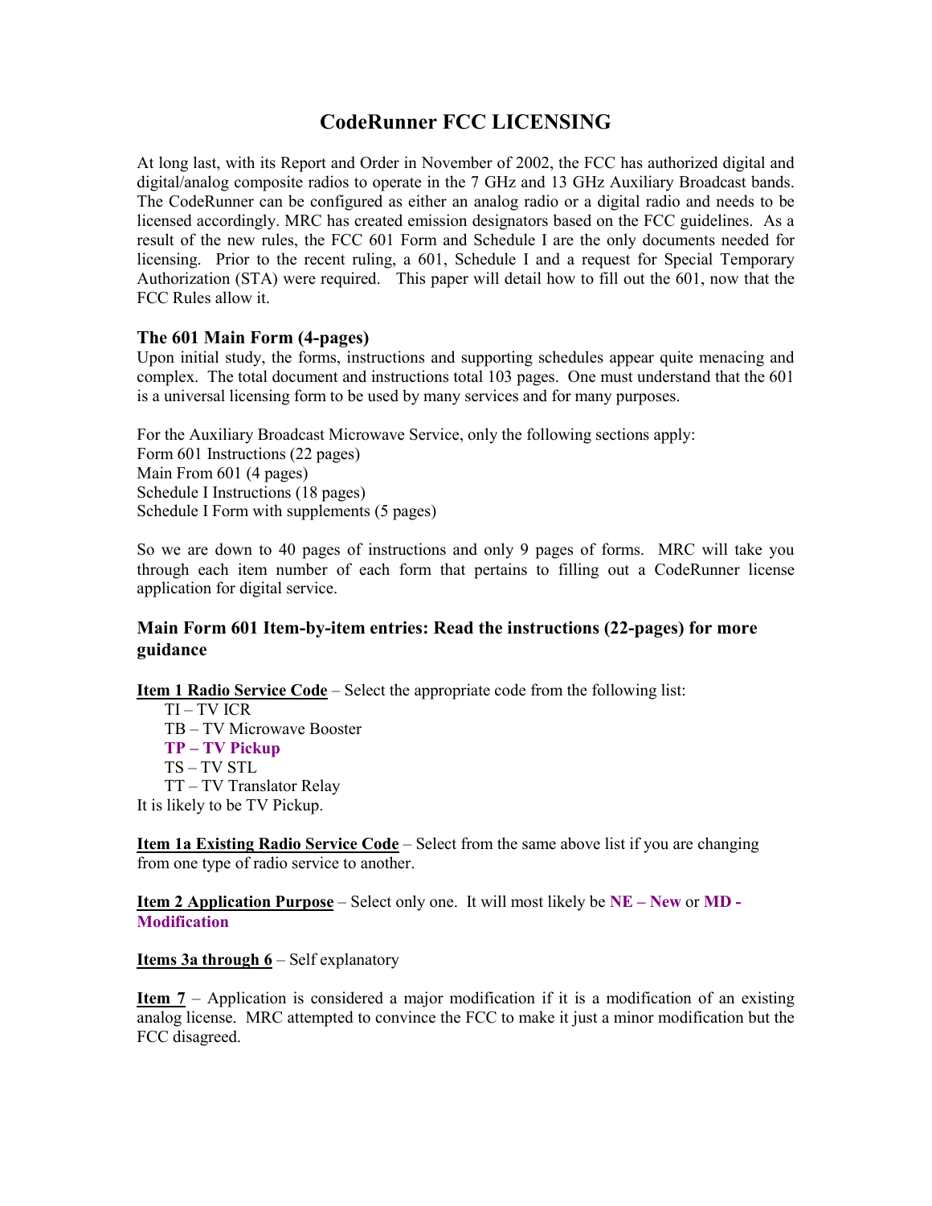# CodeRunner FCC LICENSING

At long last, with its Report and Order in November of 2002, the FCC has authorized digital and digital/analog composite radios to operate in the 7 GHz and 13 GHz Auxiliary Broadcast bands. The CodeRunner can be configured as either an analog radio or a digital radio and needs to be licensed accordingly. MRC has created emission designators based on the FCC guidelines. As a result of the new rules, the FCC 601 Form and Schedule I are the only documents needed for licensing. Prior to the recent ruling, a 601, Schedule I and a request for Special Temporary Authorization (STA) were required. This paper will detail how to fill out the 601, now that the FCC Rules allow it.

### The 601 Main Form (4-pages)

Upon initial study, the forms, instructions and supporting schedules appear quite menacing and complex. The total document and instructions total 103 pages. One must understand that the 601 is a universal licensing form to be used by many services and for many purposes.

For the Auxiliary Broadcast Microwave Service, only the following sections apply:
Form 601 Instructions (22 pages)
Main From 601 (4 pages)
Schedule I Instructions (18 pages)
Schedule I Form with supplements (5 pages)

So we are down to 40 pages of instructions and only 9 pages of forms. MRC will take you through each item number of each form that pertains to filling out a CodeRunner license application for digital service.

### Main Form 601 Item-by-item entries: Read the instructions (22-pages) for more guidance

**Item 1 Radio Service Code** – Select the appropriate code from the following list:

- TI – TV ICR
- TB – TV Microwave Booster
- **TP – TV Pickup**
- TS – TV STL
- TT – TV Translator Relay

It is likely to be TV Pickup.

**Item 1a Existing Radio Service Code** – Select from the same above list if you are changing from one type of radio service to another.

**Item 2 Application Purpose** – Select only one. It will most likely be **NE – New** or **MD - Modification**

**Items 3a through 6** – Self explanatory

**Item 7** – Application is considered a major modification if it is a modification of an existing analog license. MRC attempted to convince the FCC to make it just a minor modification but the FCC disagreed.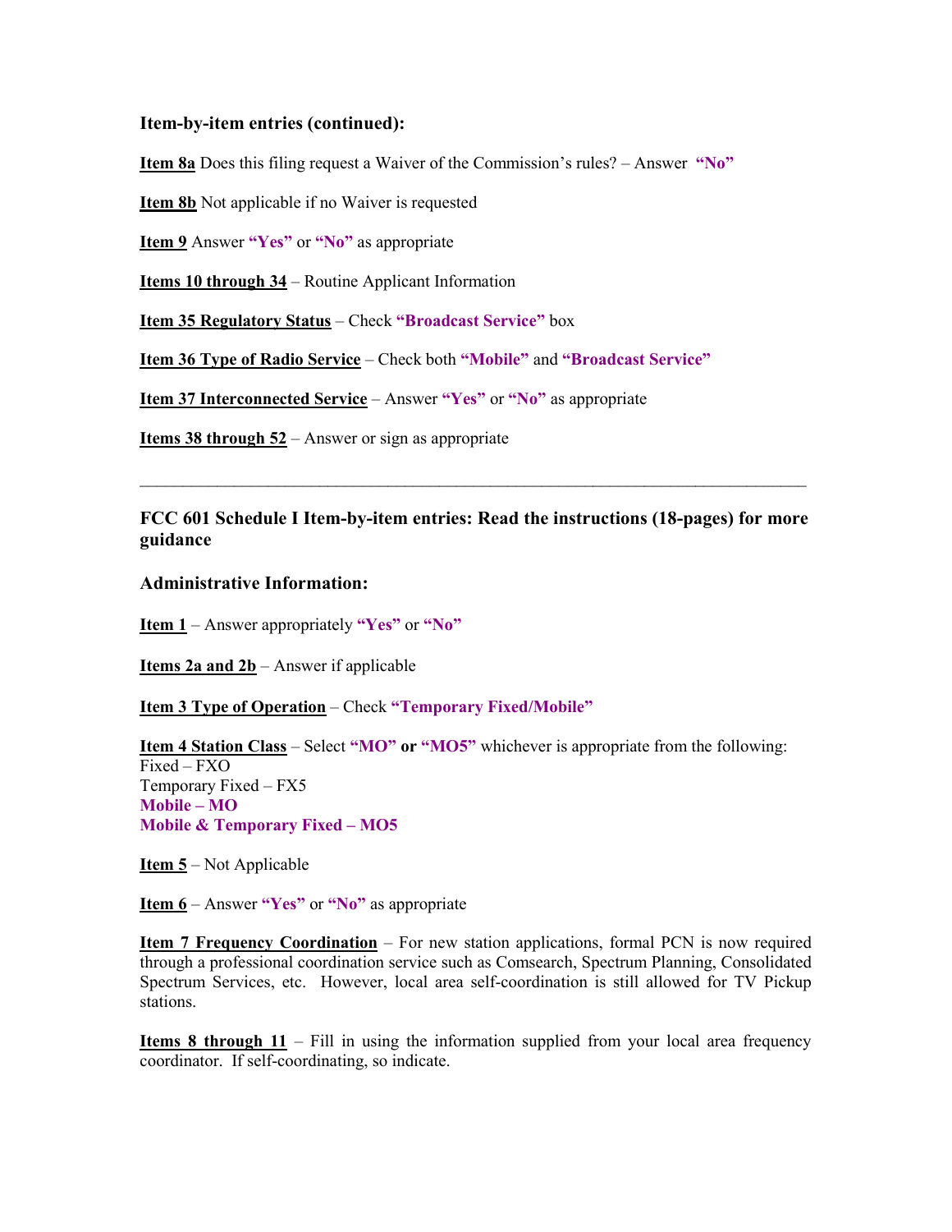### Item-by-item entries (continued):

**Item 8a** Does this filing request a Waiver of the Commission's rules? – Answer **"No"**

**Item 8b** Not applicable if no Waiver is requested

**Item 9** Answer **"Yes"** or **"No"** as appropriate

**Items 10 through 34** – Routine Applicant Information

**Item 35 Regulatory Status** – Check **"Broadcast Service"** box

**Item 36 Type of Radio Service** – Check both **"Mobile"** and **"Broadcast Service"**

**Item 37 Interconnected Service** – Answer **"Yes"** or **"No"** as appropriate

**Items 38 through 52** – Answer or sign as appropriate

---

### FCC 601 Schedule I Item-by-item entries: Read the instructions (18-pages) for more guidance

### Administrative Information:

**Item 1** – Answer appropriately **"Yes"** or **"No"**

**Items 2a and 2b** – Answer if applicable

**Item 3 Type of Operation** – Check **"Temporary Fixed/Mobile"**

**Item 4 Station Class** – Select **"MO"** **or** **"MO5"** whichever is appropriate from the following:
Fixed – FXO
Temporary Fixed – FX5
**Mobile – MO**
**Mobile & Temporary Fixed – MO5**

**Item 5** – Not Applicable

**Item 6** – Answer **"Yes"** or **"No"** as appropriate

**Item 7 Frequency Coordination** – For new station applications, formal PCN is now required through a professional coordination service such as Comsearch, Spectrum Planning, Consolidated Spectrum Services, etc. However, local area self-coordination is still allowed for TV Pickup stations.

**Items 8 through 11** – Fill in using the information supplied from your local area frequency coordinator. If self-coordinating, so indicate.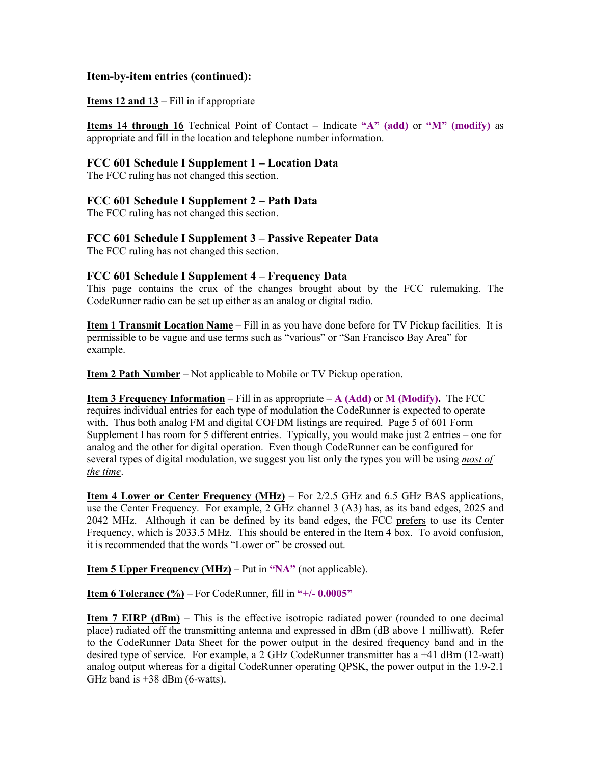### Item-by-item entries (continued):

**Items 12 and 13** – Fill in if appropriate

**Items 14 through 16** Technical Point of Contact – Indicate **"A" (add)** or **"M" (modify)** as appropriate and fill in the location and telephone number information.

### FCC 601 Schedule I Supplement 1 – Location Data

The FCC ruling has not changed this section.

### FCC 601 Schedule I Supplement 2 – Path Data

The FCC ruling has not changed this section.

### FCC 601 Schedule I Supplement 3 – Passive Repeater Data

The FCC ruling has not changed this section.

### FCC 601 Schedule I Supplement 4 – Frequency Data

This page contains the crux of the changes brought about by the FCC rulemaking. The CodeRunner radio can be set up either as an analog or digital radio.

**Item 1 Transmit Location Name** – Fill in as you have done before for TV Pickup facilities. It is permissible to be vague and use terms such as "various" or "San Francisco Bay Area" for example.

**Item 2 Path Number** – Not applicable to Mobile or TV Pickup operation.

**Item 3 Frequency Information** – Fill in as appropriate – **A (Add)** or **M (Modify).** The FCC requires individual entries for each type of modulation the CodeRunner is expected to operate with. Thus both analog FM and digital COFDM listings are required. Page 5 of 601 Form Supplement I has room for 5 different entries. Typically, you would make just 2 entries – one for analog and the other for digital operation. Even though CodeRunner can be configured for several types of digital modulation, we suggest you list only the types you will be using ***most of the time***.

**Item 4 Lower or Center Frequency (MHz)** – For 2/2.5 GHz and 6.5 GHz BAS applications, use the Center Frequency. For example, 2 GHz channel 3 (A3) has, as its band edges, 2025 and 2042 MHz. Although it can be defined by its band edges, the FCC prefers to use its Center Frequency, which is 2033.5 MHz. This should be entered in the Item 4 box. To avoid confusion, it is recommended that the words "Lower or" be crossed out.

**Item 5 Upper Frequency (MHz)** – Put in **"NA"** (not applicable).

**Item 6 Tolerance (%)** – For CodeRunner, fill in **"+/- 0.0005"**

**Item 7 EIRP (dBm)** – This is the effective isotropic radiated power (rounded to one decimal place) radiated off the transmitting antenna and expressed in dBm (dB above 1 milliwatt). Refer to the CodeRunner Data Sheet for the power output in the desired frequency band and in the desired type of service. For example, a 2 GHz CodeRunner transmitter has a +41 dBm (12-watt) analog output whereas for a digital CodeRunner operating QPSK, the power output in the 1.9-2.1 GHz band is +38 dBm (6-watts).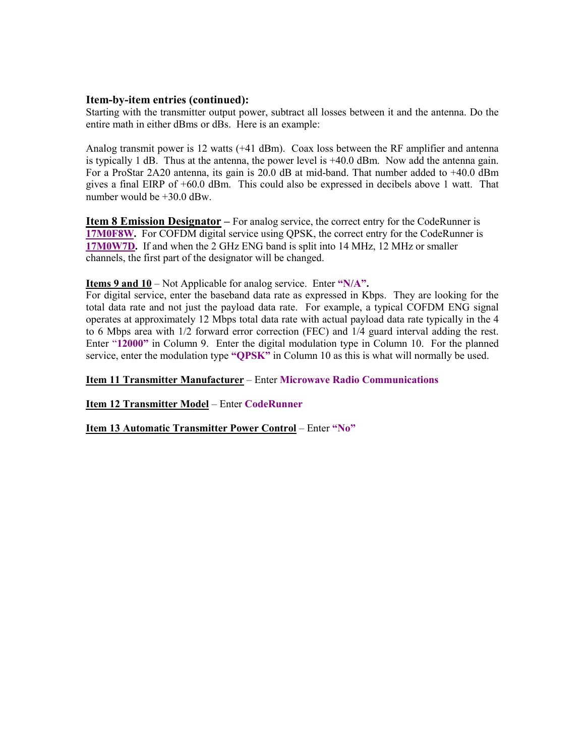### Item-by-item entries (continued):

Starting with the transmitter output power, subtract all losses between it and the antenna. Do the entire math in either dBms or dBs. Here is an example:

Analog transmit power is 12 watts (+41 dBm). Coax loss between the RF amplifier and antenna is typically 1 dB. Thus at the antenna, the power level is +40.0 dBm. Now add the antenna gain. For a ProStar 2A20 antenna, its gain is 20.0 dB at mid-band. That number added to +40.0 dBm gives a final EIRP of +60.0 dBm. This could also be expressed in decibels above 1 watt. That number would be +30.0 dBw.

**Item 8 Emission Designator** – For analog service, the correct entry for the CodeRunner is **17M0F8W.** For COFDM digital service using QPSK, the correct entry for the CodeRunner is **17M0W7D.** If and when the 2 GHz ENG band is split into 14 MHz, 12 MHz or smaller channels, the first part of the designator will be changed.

**Items 9 and 10** – Not Applicable for analog service. Enter **"N/A".**
For digital service, enter the baseband data rate as expressed in Kbps. They are looking for the total data rate and not just the payload data rate. For example, a typical COFDM ENG signal operates at approximately 12 Mbps total data rate with actual payload data rate typically in the 4 to 6 Mbps area with 1/2 forward error correction (FEC) and 1/4 guard interval adding the rest. Enter "**12000"** in Column 9. Enter the digital modulation type in Column 10. For the planned service, enter the modulation type **"QPSK"** in Column 10 as this is what will normally be used.

**Item 11 Transmitter Manufacturer** – Enter **Microwave Radio Communications**

**Item 12 Transmitter Model** – Enter **CodeRunner**

**Item 13 Automatic Transmitter Power Control** – Enter **"No"**